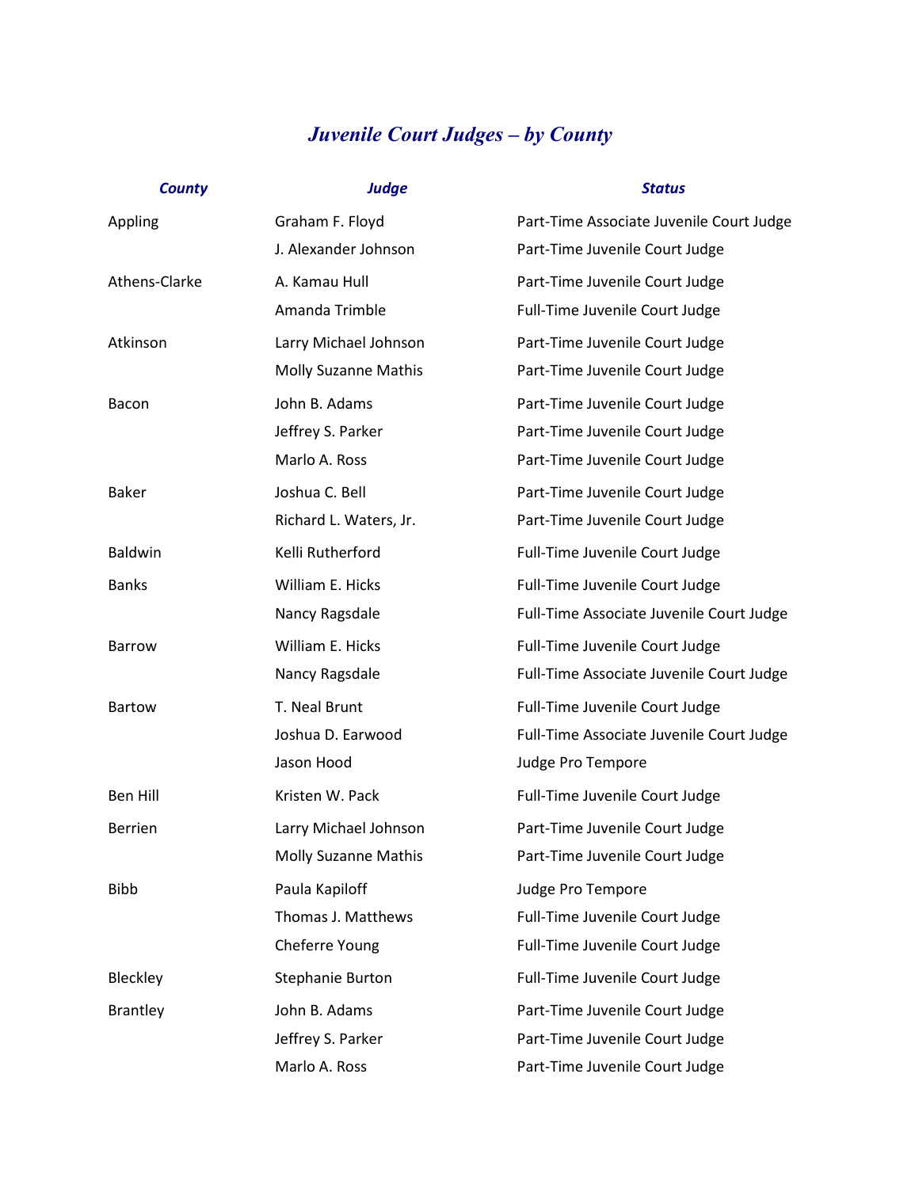# *Juvenile Court Judges – by County*

| County | Judge | Status |
|---|---|---|
| Appling | Graham F. Floyd | Part-Time Associate Juvenile Court Judge |
| | J. Alexander Johnson | Part-Time Juvenile Court Judge |
| Athens-Clarke | A. Kamau Hull | Part-Time Juvenile Court Judge |
| | Amanda Trimble | Full-Time Juvenile Court Judge |
| Atkinson | Larry Michael Johnson | Part-Time Juvenile Court Judge |
| | Molly Suzanne Mathis | Part-Time Juvenile Court Judge |
| Bacon | John B. Adams | Part-Time Juvenile Court Judge |
| | Jeffrey S. Parker | Part-Time Juvenile Court Judge |
| | Marlo A. Ross | Part-Time Juvenile Court Judge |
| Baker | Joshua C. Bell | Part-Time Juvenile Court Judge |
| | Richard L. Waters, Jr. | Part-Time Juvenile Court Judge |
| Baldwin | Kelli Rutherford | Full-Time Juvenile Court Judge |
| Banks | William E. Hicks | Full-Time Juvenile Court Judge |
| | Nancy Ragsdale | Full-Time Associate Juvenile Court Judge |
| Barrow | William E. Hicks | Full-Time Juvenile Court Judge |
| | Nancy Ragsdale | Full-Time Associate Juvenile Court Judge |
| Bartow | T. Neal Brunt | Full-Time Juvenile Court Judge |
| | Joshua D. Earwood | Full-Time Associate Juvenile Court Judge |
| | Jason Hood | Judge Pro Tempore |
| Ben Hill | Kristen W. Pack | Full-Time Juvenile Court Judge |
| Berrien | Larry Michael Johnson | Part-Time Juvenile Court Judge |
| | Molly Suzanne Mathis | Part-Time Juvenile Court Judge |
| Bibb | Paula Kapiloff | Judge Pro Tempore |
| | Thomas J. Matthews | Full-Time Juvenile Court Judge |
| | Cheferre Young | Full-Time Juvenile Court Judge |
| Bleckley | Stephanie Burton | Full-Time Juvenile Court Judge |
| Brantley | John B. Adams | Part-Time Juvenile Court Judge |
| | Jeffrey S. Parker | Part-Time Juvenile Court Judge |
| | Marlo A. Ross | Part-Time Juvenile Court Judge |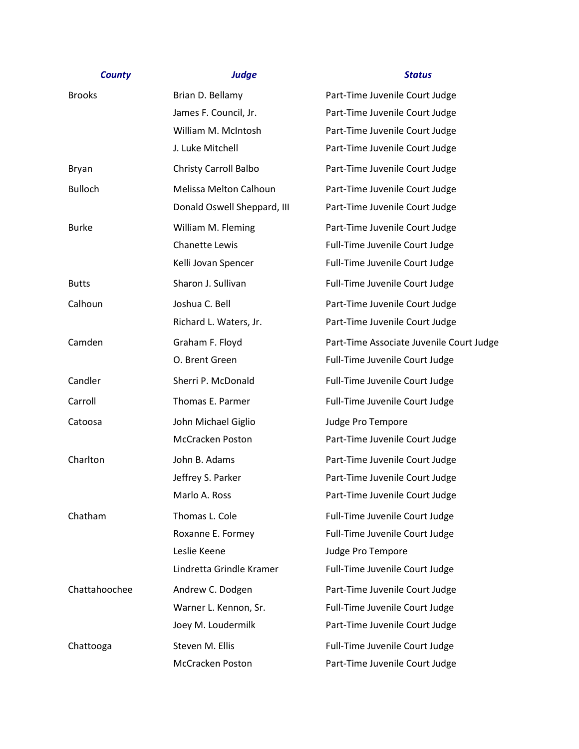| County | Judge | Status |
| --- | --- | --- |
| Brooks | Brian D. Bellamy | Part-Time Juvenile Court Judge |
| | James F. Council, Jr. | Part-Time Juvenile Court Judge |
| | William M. McIntosh | Part-Time Juvenile Court Judge |
| | J. Luke Mitchell | Part-Time Juvenile Court Judge |
| Bryan | Christy Carroll Balbo | Part-Time Juvenile Court Judge |
| Bulloch | Melissa Melton Calhoun | Part-Time Juvenile Court Judge |
| | Donald Oswell Sheppard, III | Part-Time Juvenile Court Judge |
| Burke | William M. Fleming | Part-Time Juvenile Court Judge |
| | Chanette Lewis | Full-Time Juvenile Court Judge |
| | Kelli Jovan Spencer | Full-Time Juvenile Court Judge |
| Butts | Sharon J. Sullivan | Full-Time Juvenile Court Judge |
| Calhoun | Joshua C. Bell | Part-Time Juvenile Court Judge |
| | Richard L. Waters, Jr. | Part-Time Juvenile Court Judge |
| Camden | Graham F. Floyd | Part-Time Associate Juvenile Court Judge |
| | O. Brent Green | Full-Time Juvenile Court Judge |
| Candler | Sherri P. McDonald | Full-Time Juvenile Court Judge |
| Carroll | Thomas E. Parmer | Full-Time Juvenile Court Judge |
| Catoosa | John Michael Giglio | Judge Pro Tempore |
| | McCracken Poston | Part-Time Juvenile Court Judge |
| Charlton | John B. Adams | Part-Time Juvenile Court Judge |
| | Jeffrey S. Parker | Part-Time Juvenile Court Judge |
| | Marlo A. Ross | Part-Time Juvenile Court Judge |
| Chatham | Thomas L. Cole | Full-Time Juvenile Court Judge |
| | Roxanne E. Formey | Full-Time Juvenile Court Judge |
| | Leslie Keene | Judge Pro Tempore |
| | Lindretta Grindle Kramer | Full-Time Juvenile Court Judge |
| Chattahoochee | Andrew C. Dodgen | Part-Time Juvenile Court Judge |
| | Warner L. Kennon, Sr. | Full-Time Juvenile Court Judge |
| | Joey M. Loudermilk | Part-Time Juvenile Court Judge |
| Chattooga | Steven M. Ellis | Full-Time Juvenile Court Judge |
| | McCracken Poston | Part-Time Juvenile Court Judge |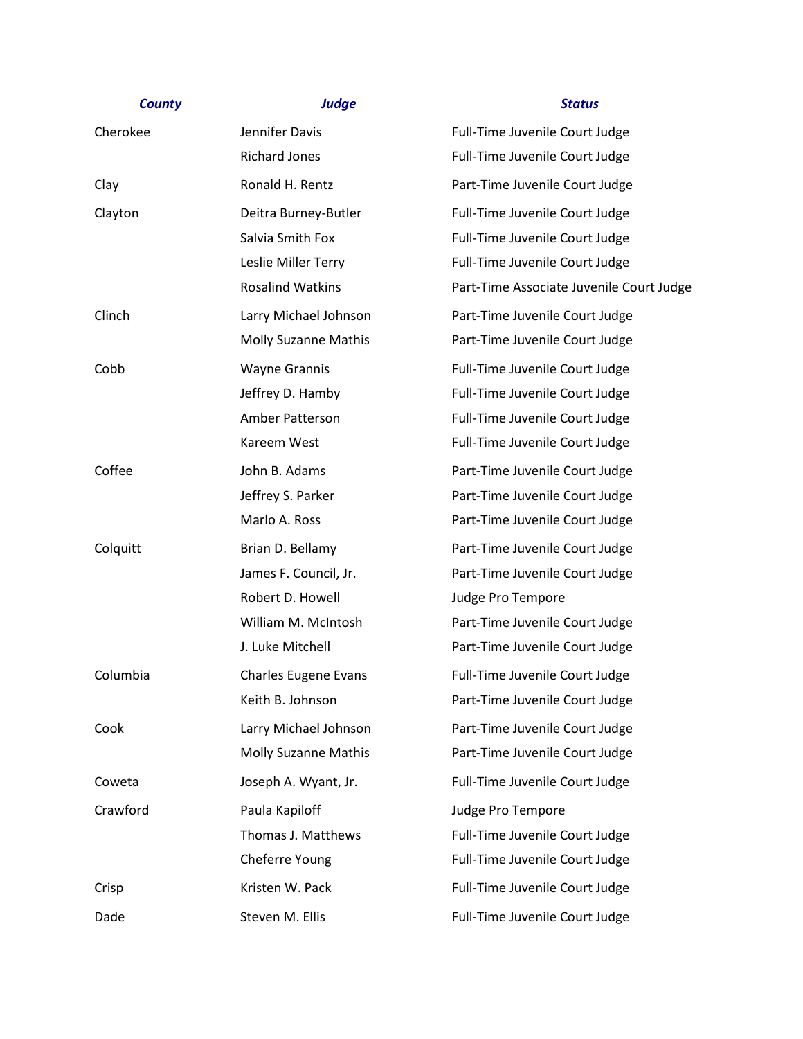| County | Judge | Status |
| --- | --- | --- |
| Cherokee | Jennifer Davis | Full-Time Juvenile Court Judge |
| | Richard Jones | Full-Time Juvenile Court Judge |
| Clay | Ronald H. Rentz | Part-Time Juvenile Court Judge |
| Clayton | Deitra Burney-Butler | Full-Time Juvenile Court Judge |
| | Salvia Smith Fox | Full-Time Juvenile Court Judge |
| | Leslie Miller Terry | Full-Time Juvenile Court Judge |
| | Rosalind Watkins | Part-Time Associate Juvenile Court Judge |
| Clinch | Larry Michael Johnson | Part-Time Juvenile Court Judge |
| | Molly Suzanne Mathis | Part-Time Juvenile Court Judge |
| Cobb | Wayne Grannis | Full-Time Juvenile Court Judge |
| | Jeffrey D. Hamby | Full-Time Juvenile Court Judge |
| | Amber Patterson | Full-Time Juvenile Court Judge |
| | Kareem West | Full-Time Juvenile Court Judge |
| Coffee | John B. Adams | Part-Time Juvenile Court Judge |
| | Jeffrey S. Parker | Part-Time Juvenile Court Judge |
| | Marlo A. Ross | Part-Time Juvenile Court Judge |
| Colquitt | Brian D. Bellamy | Part-Time Juvenile Court Judge |
| | James F. Council, Jr. | Part-Time Juvenile Court Judge |
| | Robert D. Howell | Judge Pro Tempore |
| | William M. McIntosh | Part-Time Juvenile Court Judge |
| | J. Luke Mitchell | Part-Time Juvenile Court Judge |
| Columbia | Charles Eugene Evans | Full-Time Juvenile Court Judge |
| | Keith B. Johnson | Part-Time Juvenile Court Judge |
| Cook | Larry Michael Johnson | Part-Time Juvenile Court Judge |
| | Molly Suzanne Mathis | Part-Time Juvenile Court Judge |
| Coweta | Joseph A. Wyant, Jr. | Full-Time Juvenile Court Judge |
| Crawford | Paula Kapiloff | Judge Pro Tempore |
| | Thomas J. Matthews | Full-Time Juvenile Court Judge |
| | Cheferre Young | Full-Time Juvenile Court Judge |
| Crisp | Kristen W. Pack | Full-Time Juvenile Court Judge |
| Dade | Steven M. Ellis | Full-Time Juvenile Court Judge |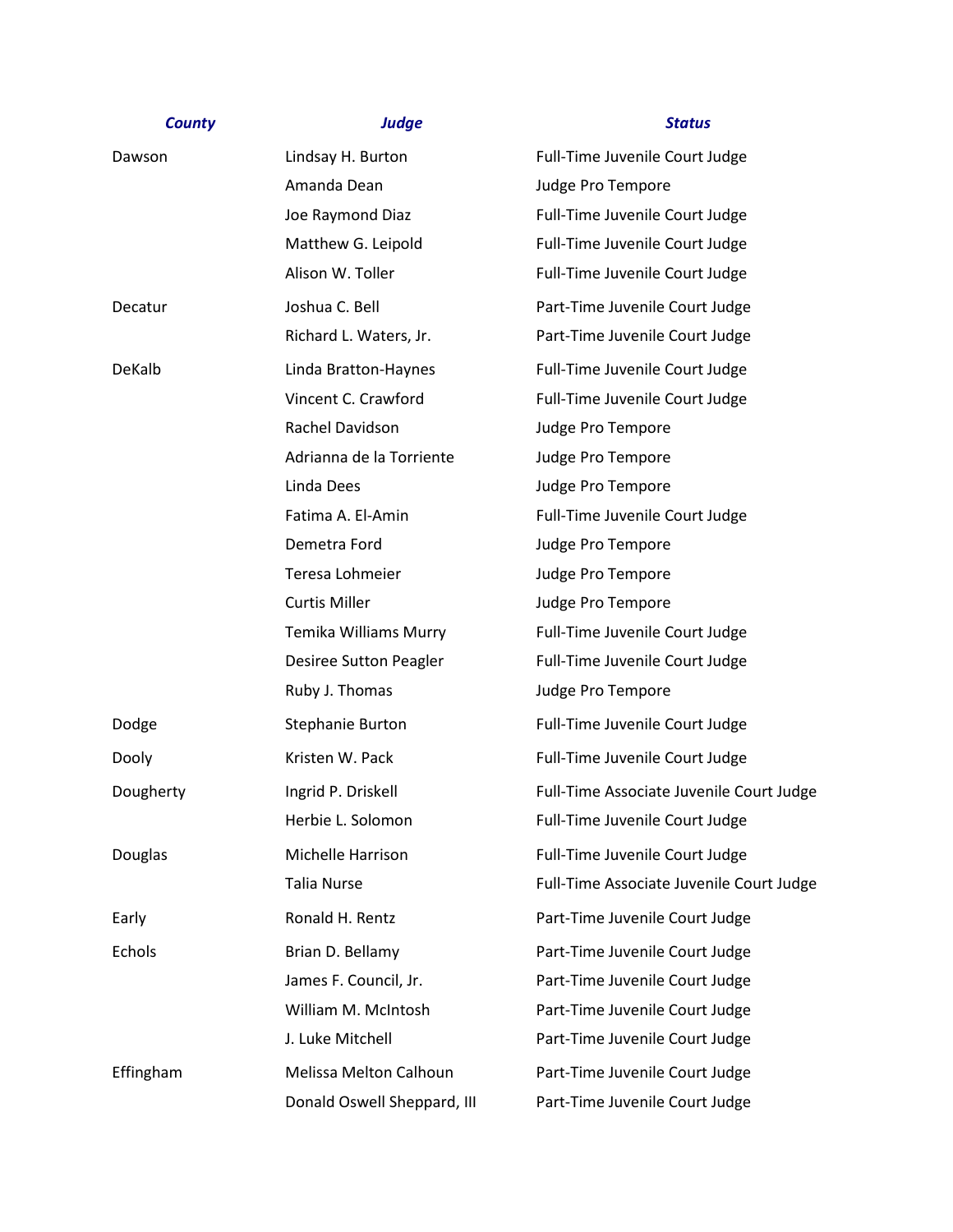| County | Judge | Status |
| --- | --- | --- |
| Dawson | Lindsay H. Burton | Full-Time Juvenile Court Judge |
| | Amanda Dean | Judge Pro Tempore |
| | Joe Raymond Diaz | Full-Time Juvenile Court Judge |
| | Matthew G. Leipold | Full-Time Juvenile Court Judge |
| | Alison W. Toller | Full-Time Juvenile Court Judge |
| Decatur | Joshua C. Bell | Part-Time Juvenile Court Judge |
| | Richard L. Waters, Jr. | Part-Time Juvenile Court Judge |
| DeKalb | Linda Bratton-Haynes | Full-Time Juvenile Court Judge |
| | Vincent C. Crawford | Full-Time Juvenile Court Judge |
| | Rachel Davidson | Judge Pro Tempore |
| | Adrianna de la Torriente | Judge Pro Tempore |
| | Linda Dees | Judge Pro Tempore |
| | Fatima A. El-Amin | Full-Time Juvenile Court Judge |
| | Demetra Ford | Judge Pro Tempore |
| | Teresa Lohmeier | Judge Pro Tempore |
| | Curtis Miller | Judge Pro Tempore |
| | Temika Williams Murry | Full-Time Juvenile Court Judge |
| | Desiree Sutton Peagler | Full-Time Juvenile Court Judge |
| | Ruby J. Thomas | Judge Pro Tempore |
| Dodge | Stephanie Burton | Full-Time Juvenile Court Judge |
| Dooly | Kristen W. Pack | Full-Time Juvenile Court Judge |
| Dougherty | Ingrid P. Driskell | Full-Time Associate Juvenile Court Judge |
| | Herbie L. Solomon | Full-Time Juvenile Court Judge |
| Douglas | Michelle Harrison | Full-Time Juvenile Court Judge |
| | Talia Nurse | Full-Time Associate Juvenile Court Judge |
| Early | Ronald H. Rentz | Part-Time Juvenile Court Judge |
| Echols | Brian D. Bellamy | Part-Time Juvenile Court Judge |
| | James F. Council, Jr. | Part-Time Juvenile Court Judge |
| | William M. McIntosh | Part-Time Juvenile Court Judge |
| | J. Luke Mitchell | Part-Time Juvenile Court Judge |
| Effingham | Melissa Melton Calhoun | Part-Time Juvenile Court Judge |
| | Donald Oswell Sheppard, III | Part-Time Juvenile Court Judge |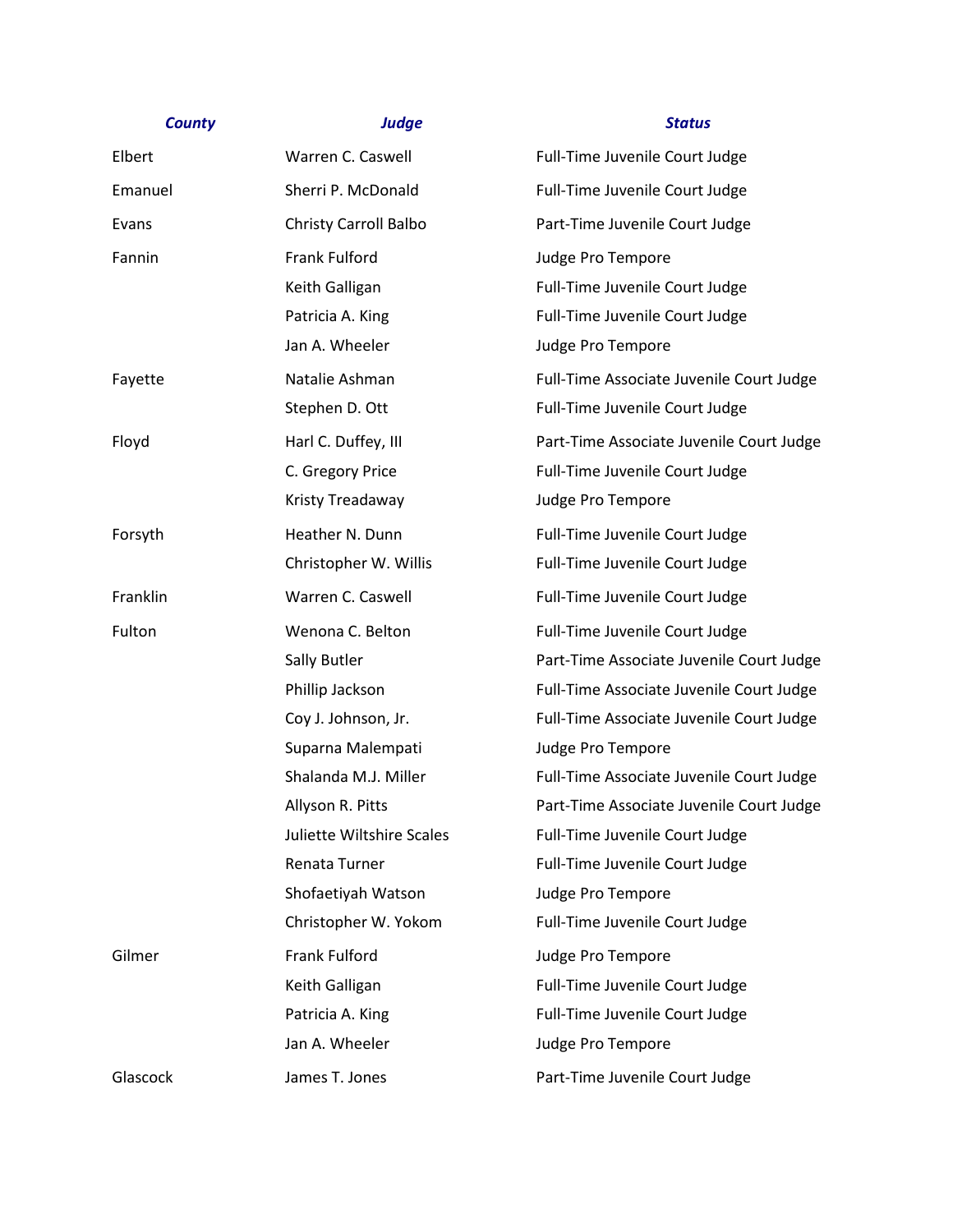| County | Judge | Status |
|---|---|---|
| Elbert | Warren C. Caswell | Full-Time Juvenile Court Judge |
| Emanuel | Sherri P. McDonald | Full-Time Juvenile Court Judge |
| Evans | Christy Carroll Balbo | Part-Time Juvenile Court Judge |
| Fannin | Frank Fulford | Judge Pro Tempore |
| | Keith Galligan | Full-Time Juvenile Court Judge |
| | Patricia A. King | Full-Time Juvenile Court Judge |
| | Jan A. Wheeler | Judge Pro Tempore |
| Fayette | Natalie Ashman | Full-Time Associate Juvenile Court Judge |
| | Stephen D. Ott | Full-Time Juvenile Court Judge |
| Floyd | Harl C. Duffey, III | Part-Time Associate Juvenile Court Judge |
| | C. Gregory Price | Full-Time Juvenile Court Judge |
| | Kristy Treadaway | Judge Pro Tempore |
| Forsyth | Heather N. Dunn | Full-Time Juvenile Court Judge |
| | Christopher W. Willis | Full-Time Juvenile Court Judge |
| Franklin | Warren C. Caswell | Full-Time Juvenile Court Judge |
| Fulton | Wenona C. Belton | Full-Time Juvenile Court Judge |
| | Sally Butler | Part-Time Associate Juvenile Court Judge |
| | Phillip Jackson | Full-Time Associate Juvenile Court Judge |
| | Coy J. Johnson, Jr. | Full-Time Associate Juvenile Court Judge |
| | Suparna Malempati | Judge Pro Tempore |
| | Shalanda M.J. Miller | Full-Time Associate Juvenile Court Judge |
| | Allyson R. Pitts | Part-Time Associate Juvenile Court Judge |
| | Juliette Wiltshire Scales | Full-Time Juvenile Court Judge |
| | Renata Turner | Full-Time Juvenile Court Judge |
| | Shofaetiyah Watson | Judge Pro Tempore |
| | Christopher W. Yokom | Full-Time Juvenile Court Judge |
| Gilmer | Frank Fulford | Judge Pro Tempore |
| | Keith Galligan | Full-Time Juvenile Court Judge |
| | Patricia A. King | Full-Time Juvenile Court Judge |
| | Jan A. Wheeler | Judge Pro Tempore |
| Glascock | James T. Jones | Part-Time Juvenile Court Judge |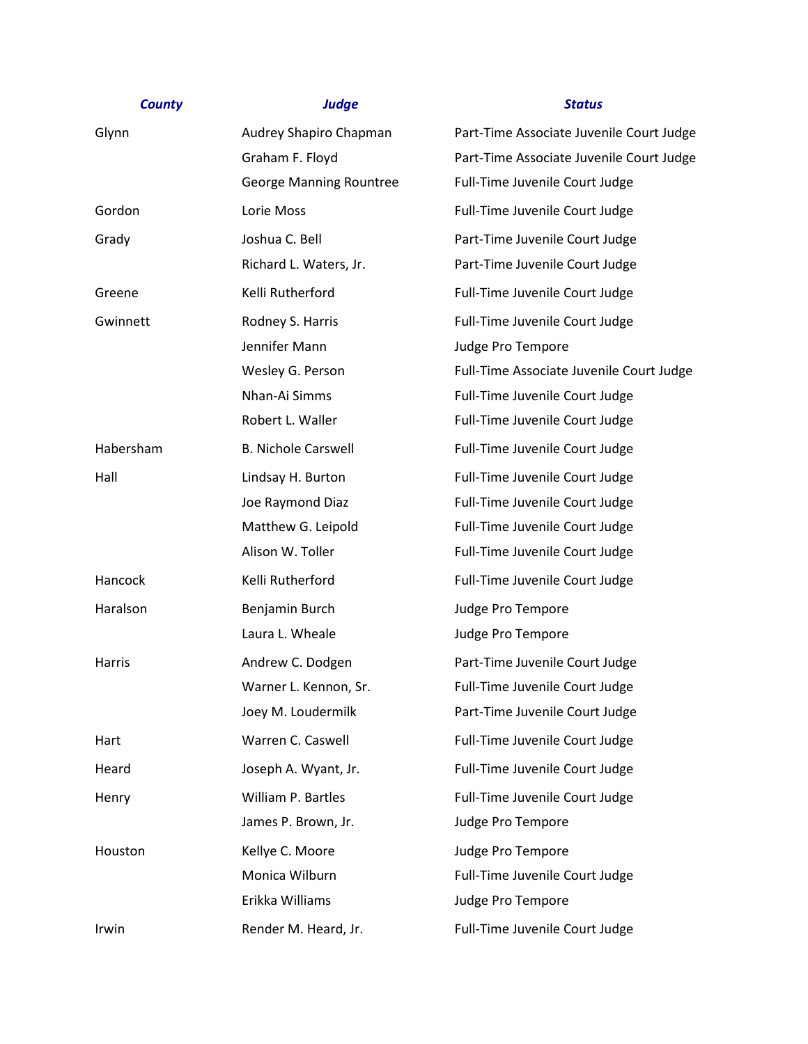| County | Judge | Status |
| --- | --- | --- |
| Glynn | Audrey Shapiro Chapman | Part-Time Associate Juvenile Court Judge |
| | Graham F. Floyd | Part-Time Associate Juvenile Court Judge |
| | George Manning Rountree | Full-Time Juvenile Court Judge |
| Gordon | Lorie Moss | Full-Time Juvenile Court Judge |
| Grady | Joshua C. Bell | Part-Time Juvenile Court Judge |
| | Richard L. Waters, Jr. | Part-Time Juvenile Court Judge |
| Greene | Kelli Rutherford | Full-Time Juvenile Court Judge |
| Gwinnett | Rodney S. Harris | Full-Time Juvenile Court Judge |
| | Jennifer Mann | Judge Pro Tempore |
| | Wesley G. Person | Full-Time Associate Juvenile Court Judge |
| | Nhan-Ai Simms | Full-Time Juvenile Court Judge |
| | Robert L. Waller | Full-Time Juvenile Court Judge |
| Habersham | B. Nichole Carswell | Full-Time Juvenile Court Judge |
| Hall | Lindsay H. Burton | Full-Time Juvenile Court Judge |
| | Joe Raymond Diaz | Full-Time Juvenile Court Judge |
| | Matthew G. Leipold | Full-Time Juvenile Court Judge |
| | Alison W. Toller | Full-Time Juvenile Court Judge |
| Hancock | Kelli Rutherford | Full-Time Juvenile Court Judge |
| Haralson | Benjamin Burch | Judge Pro Tempore |
| | Laura L. Wheale | Judge Pro Tempore |
| Harris | Andrew C. Dodgen | Part-Time Juvenile Court Judge |
| | Warner L. Kennon, Sr. | Full-Time Juvenile Court Judge |
| | Joey M. Loudermilk | Part-Time Juvenile Court Judge |
| Hart | Warren C. Caswell | Full-Time Juvenile Court Judge |
| Heard | Joseph A. Wyant, Jr. | Full-Time Juvenile Court Judge |
| Henry | William P. Bartles | Full-Time Juvenile Court Judge |
| | James P. Brown, Jr. | Judge Pro Tempore |
| Houston | Kellye C. Moore | Judge Pro Tempore |
| | Monica Wilburn | Full-Time Juvenile Court Judge |
| | Erikka Williams | Judge Pro Tempore |
| Irwin | Render M. Heard, Jr. | Full-Time Juvenile Court Judge |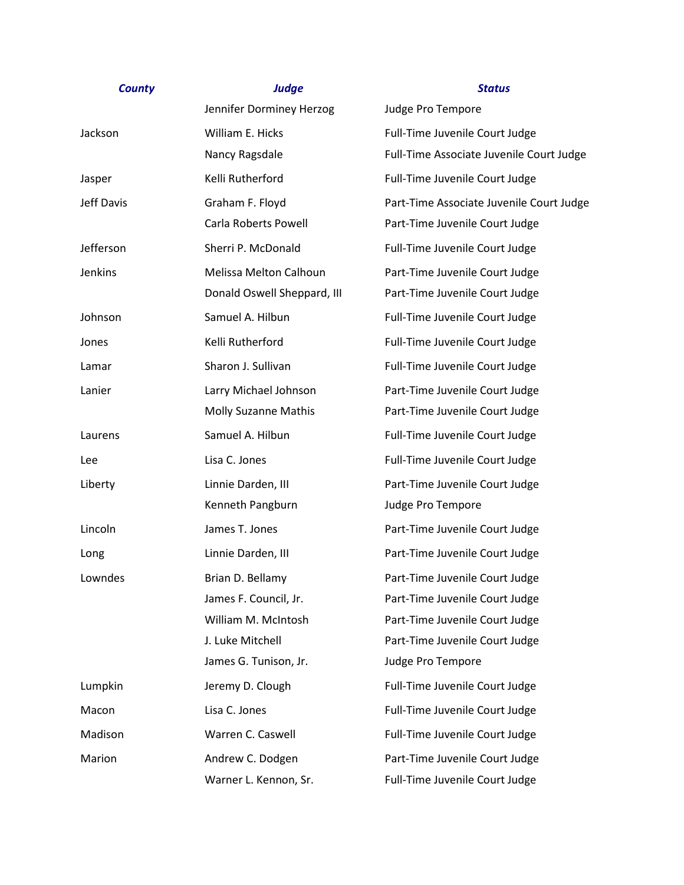| County | Judge | Status |
|---|---|---|
| | Jennifer Dorminey Herzog | Judge Pro Tempore |
| Jackson | William E. Hicks | Full-Time Juvenile Court Judge |
| | Nancy Ragsdale | Full-Time Associate Juvenile Court Judge |
| Jasper | Kelli Rutherford | Full-Time Juvenile Court Judge |
| Jeff Davis | Graham F. Floyd | Part-Time Associate Juvenile Court Judge |
| | Carla Roberts Powell | Part-Time Juvenile Court Judge |
| Jefferson | Sherri P. McDonald | Full-Time Juvenile Court Judge |
| Jenkins | Melissa Melton Calhoun | Part-Time Juvenile Court Judge |
| | Donald Oswell Sheppard, III | Part-Time Juvenile Court Judge |
| Johnson | Samuel A. Hilbun | Full-Time Juvenile Court Judge |
| Jones | Kelli Rutherford | Full-Time Juvenile Court Judge |
| Lamar | Sharon J. Sullivan | Full-Time Juvenile Court Judge |
| Lanier | Larry Michael Johnson | Part-Time Juvenile Court Judge |
| | Molly Suzanne Mathis | Part-Time Juvenile Court Judge |
| Laurens | Samuel A. Hilbun | Full-Time Juvenile Court Judge |
| Lee | Lisa C. Jones | Full-Time Juvenile Court Judge |
| Liberty | Linnie Darden, III | Part-Time Juvenile Court Judge |
| | Kenneth Pangburn | Judge Pro Tempore |
| Lincoln | James T. Jones | Part-Time Juvenile Court Judge |
| Long | Linnie Darden, III | Part-Time Juvenile Court Judge |
| Lowndes | Brian D. Bellamy | Part-Time Juvenile Court Judge |
| | James F. Council, Jr. | Part-Time Juvenile Court Judge |
| | William M. McIntosh | Part-Time Juvenile Court Judge |
| | J. Luke Mitchell | Part-Time Juvenile Court Judge |
| | James G. Tunison, Jr. | Judge Pro Tempore |
| Lumpkin | Jeremy D. Clough | Full-Time Juvenile Court Judge |
| Macon | Lisa C. Jones | Full-Time Juvenile Court Judge |
| Madison | Warren C. Caswell | Full-Time Juvenile Court Judge |
| Marion | Andrew C. Dodgen | Part-Time Juvenile Court Judge |
| | Warner L. Kennon, Sr. | Full-Time Juvenile Court Judge |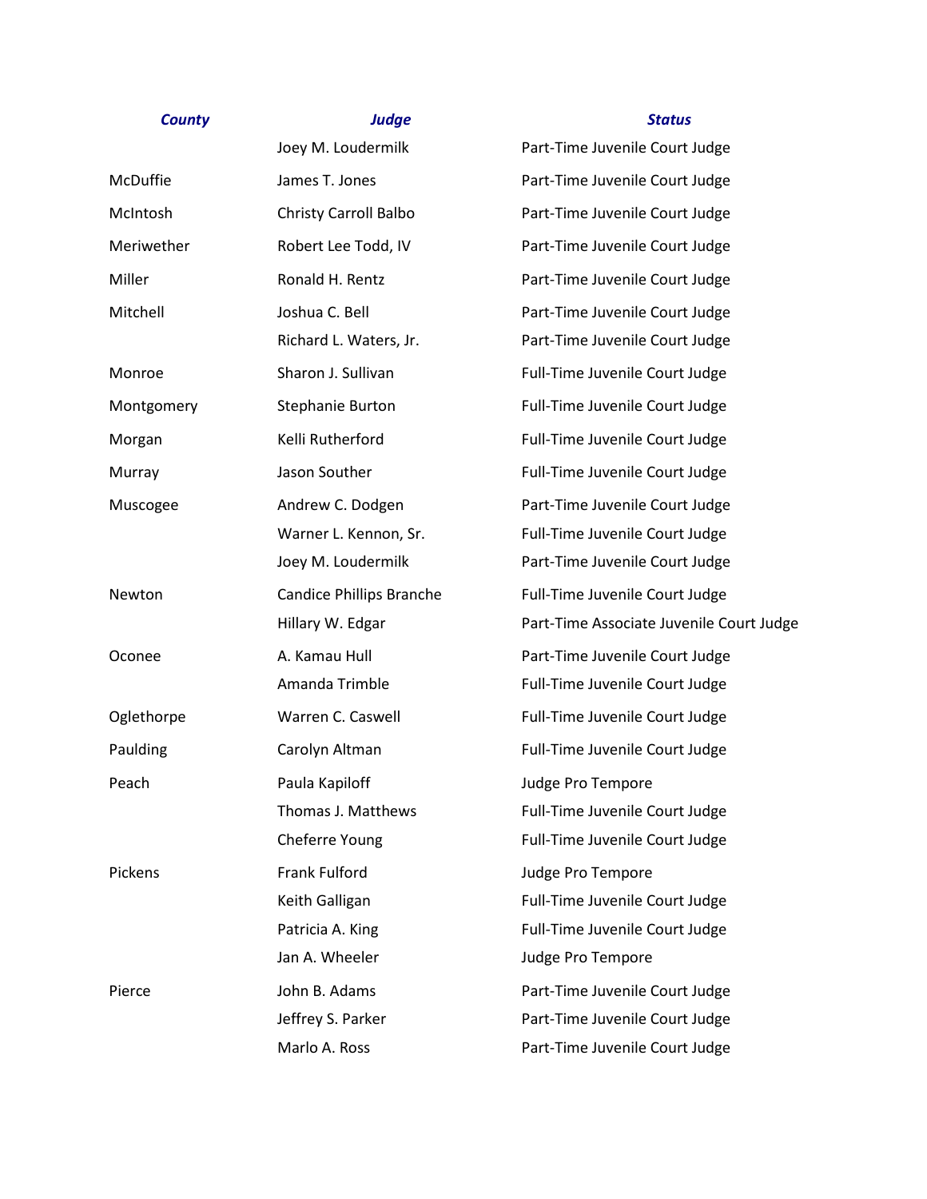| County | Judge | Status |
|---|---|---|
| | Joey M. Loudermilk | Part-Time Juvenile Court Judge |
| McDuffie | James T. Jones | Part-Time Juvenile Court Judge |
| McIntosh | Christy Carroll Balbo | Part-Time Juvenile Court Judge |
| Meriwether | Robert Lee Todd, IV | Part-Time Juvenile Court Judge |
| Miller | Ronald H. Rentz | Part-Time Juvenile Court Judge |
| Mitchell | Joshua C. Bell | Part-Time Juvenile Court Judge |
| | Richard L. Waters, Jr. | Part-Time Juvenile Court Judge |
| Monroe | Sharon J. Sullivan | Full-Time Juvenile Court Judge |
| Montgomery | Stephanie Burton | Full-Time Juvenile Court Judge |
| Morgan | Kelli Rutherford | Full-Time Juvenile Court Judge |
| Murray | Jason Souther | Full-Time Juvenile Court Judge |
| Muscogee | Andrew C. Dodgen | Part-Time Juvenile Court Judge |
| | Warner L. Kennon, Sr. | Full-Time Juvenile Court Judge |
| | Joey M. Loudermilk | Part-Time Juvenile Court Judge |
| Newton | Candice Phillips Branche | Full-Time Juvenile Court Judge |
| | Hillary W. Edgar | Part-Time Associate Juvenile Court Judge |
| Oconee | A. Kamau Hull | Part-Time Juvenile Court Judge |
| | Amanda Trimble | Full-Time Juvenile Court Judge |
| Oglethorpe | Warren C. Caswell | Full-Time Juvenile Court Judge |
| Paulding | Carolyn Altman | Full-Time Juvenile Court Judge |
| Peach | Paula Kapiloff | Judge Pro Tempore |
| | Thomas J. Matthews | Full-Time Juvenile Court Judge |
| | Cheferre Young | Full-Time Juvenile Court Judge |
| Pickens | Frank Fulford | Judge Pro Tempore |
| | Keith Galligan | Full-Time Juvenile Court Judge |
| | Patricia A. King | Full-Time Juvenile Court Judge |
| | Jan A. Wheeler | Judge Pro Tempore |
| Pierce | John B. Adams | Part-Time Juvenile Court Judge |
| | Jeffrey S. Parker | Part-Time Juvenile Court Judge |
| | Marlo A. Ross | Part-Time Juvenile Court Judge |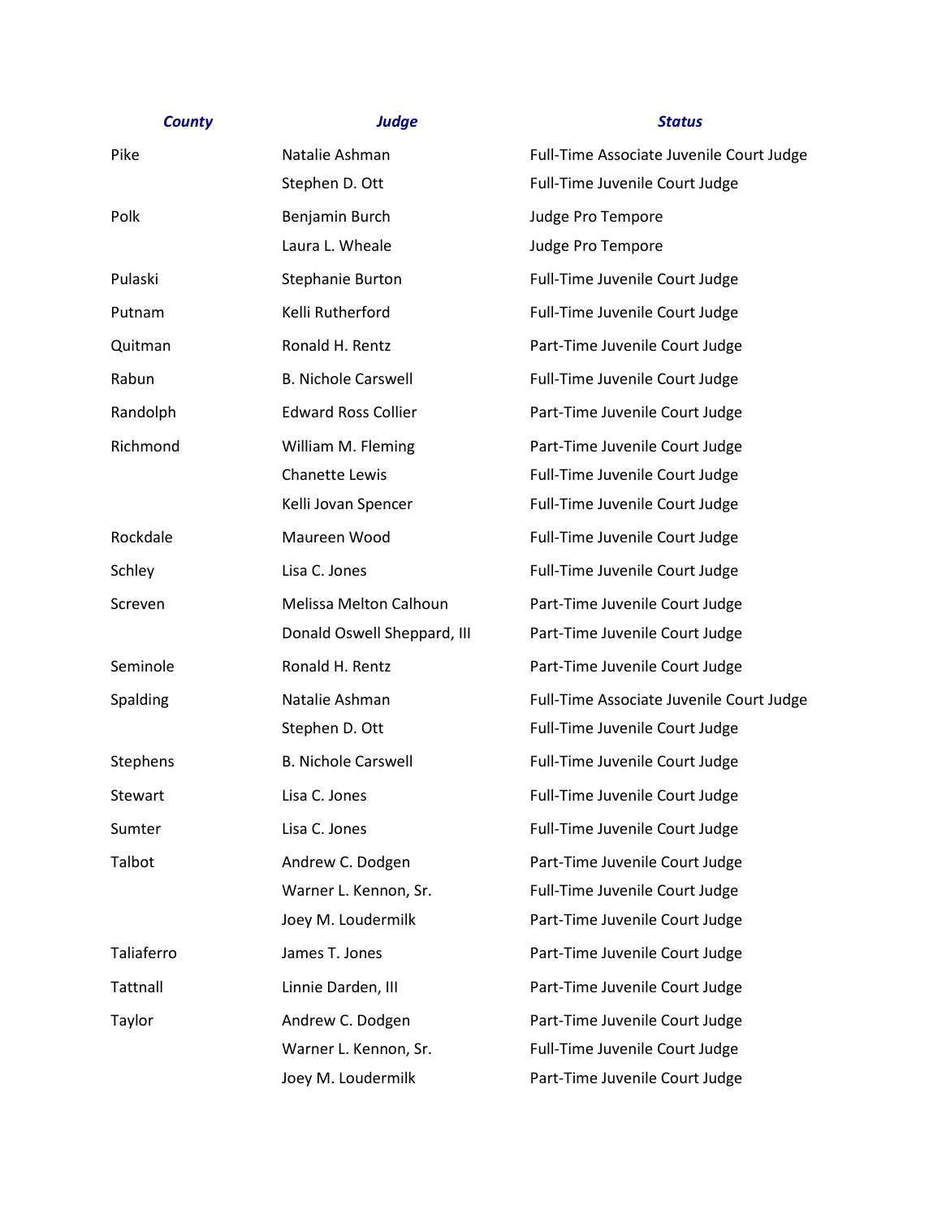| County | Judge | Status |
|---|---|---|
| Pike | Natalie Ashman | Full-Time Associate Juvenile Court Judge |
| | Stephen D. Ott | Full-Time Juvenile Court Judge |
| Polk | Benjamin Burch | Judge Pro Tempore |
| | Laura L. Wheale | Judge Pro Tempore |
| Pulaski | Stephanie Burton | Full-Time Juvenile Court Judge |
| Putnam | Kelli Rutherford | Full-Time Juvenile Court Judge |
| Quitman | Ronald H. Rentz | Part-Time Juvenile Court Judge |
| Rabun | B. Nichole Carswell | Full-Time Juvenile Court Judge |
| Randolph | Edward Ross Collier | Part-Time Juvenile Court Judge |
| Richmond | William M. Fleming | Part-Time Juvenile Court Judge |
| | Chanette Lewis | Full-Time Juvenile Court Judge |
| | Kelli Jovan Spencer | Full-Time Juvenile Court Judge |
| Rockdale | Maureen Wood | Full-Time Juvenile Court Judge |
| Schley | Lisa C. Jones | Full-Time Juvenile Court Judge |
| Screven | Melissa Melton Calhoun | Part-Time Juvenile Court Judge |
| | Donald Oswell Sheppard, III | Part-Time Juvenile Court Judge |
| Seminole | Ronald H. Rentz | Part-Time Juvenile Court Judge |
| Spalding | Natalie Ashman | Full-Time Associate Juvenile Court Judge |
| | Stephen D. Ott | Full-Time Juvenile Court Judge |
| Stephens | B. Nichole Carswell | Full-Time Juvenile Court Judge |
| Stewart | Lisa C. Jones | Full-Time Juvenile Court Judge |
| Sumter | Lisa C. Jones | Full-Time Juvenile Court Judge |
| Talbot | Andrew C. Dodgen | Part-Time Juvenile Court Judge |
| | Warner L. Kennon, Sr. | Full-Time Juvenile Court Judge |
| | Joey M. Loudermilk | Part-Time Juvenile Court Judge |
| Taliaferro | James T. Jones | Part-Time Juvenile Court Judge |
| Tattnall | Linnie Darden, III | Part-Time Juvenile Court Judge |
| Taylor | Andrew C. Dodgen | Part-Time Juvenile Court Judge |
| | Warner L. Kennon, Sr. | Full-Time Juvenile Court Judge |
| | Joey M. Loudermilk | Part-Time Juvenile Court Judge |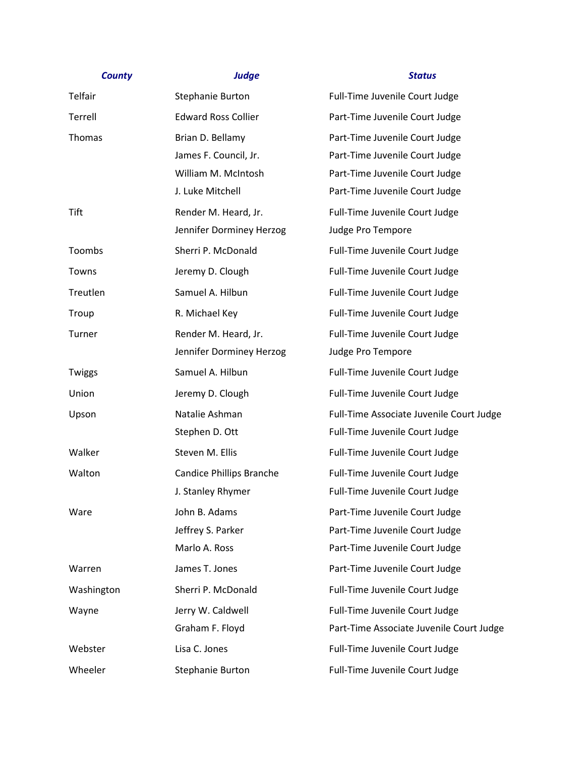| County | Judge | Status |
| --- | --- | --- |
| Telfair | Stephanie Burton | Full-Time Juvenile Court Judge |
| Terrell | Edward Ross Collier | Part-Time Juvenile Court Judge |
| Thomas | Brian D. Bellamy | Part-Time Juvenile Court Judge |
| | James F. Council, Jr. | Part-Time Juvenile Court Judge |
| | William M. McIntosh | Part-Time Juvenile Court Judge |
| | J. Luke Mitchell | Part-Time Juvenile Court Judge |
| Tift | Render M. Heard, Jr. | Full-Time Juvenile Court Judge |
| | Jennifer Dorminey Herzog | Judge Pro Tempore |
| Toombs | Sherri P. McDonald | Full-Time Juvenile Court Judge |
| Towns | Jeremy D. Clough | Full-Time Juvenile Court Judge |
| Treutlen | Samuel A. Hilbun | Full-Time Juvenile Court Judge |
| Troup | R. Michael Key | Full-Time Juvenile Court Judge |
| Turner | Render M. Heard, Jr. | Full-Time Juvenile Court Judge |
| | Jennifer Dorminey Herzog | Judge Pro Tempore |
| Twiggs | Samuel A. Hilbun | Full-Time Juvenile Court Judge |
| Union | Jeremy D. Clough | Full-Time Juvenile Court Judge |
| Upson | Natalie Ashman | Full-Time Associate Juvenile Court Judge |
| | Stephen D. Ott | Full-Time Juvenile Court Judge |
| Walker | Steven M. Ellis | Full-Time Juvenile Court Judge |
| Walton | Candice Phillips Branche | Full-Time Juvenile Court Judge |
| | J. Stanley Rhymer | Full-Time Juvenile Court Judge |
| Ware | John B. Adams | Part-Time Juvenile Court Judge |
| | Jeffrey S. Parker | Part-Time Juvenile Court Judge |
| | Marlo A. Ross | Part-Time Juvenile Court Judge |
| Warren | James T. Jones | Part-Time Juvenile Court Judge |
| Washington | Sherri P. McDonald | Full-Time Juvenile Court Judge |
| Wayne | Jerry W. Caldwell | Full-Time Juvenile Court Judge |
| | Graham F. Floyd | Part-Time Associate Juvenile Court Judge |
| Webster | Lisa C. Jones | Full-Time Juvenile Court Judge |
| Wheeler | Stephanie Burton | Full-Time Juvenile Court Judge |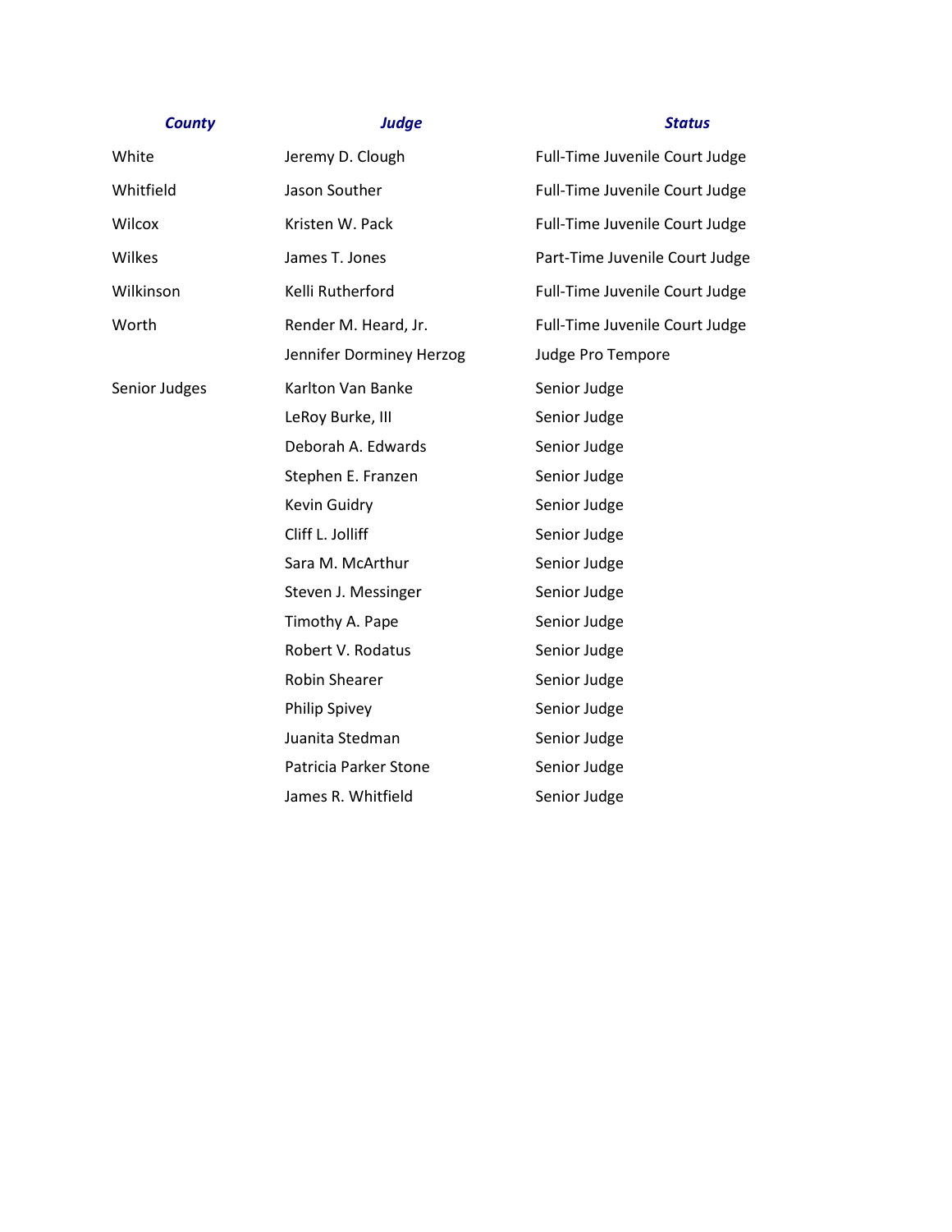| County | Judge | Status |
| --- | --- | --- |
| White | Jeremy D. Clough | Full-Time Juvenile Court Judge |
| Whitfield | Jason Souther | Full-Time Juvenile Court Judge |
| Wilcox | Kristen W. Pack | Full-Time Juvenile Court Judge |
| Wilkes | James T. Jones | Part-Time Juvenile Court Judge |
| Wilkinson | Kelli Rutherford | Full-Time Juvenile Court Judge |
| Worth | Render M. Heard, Jr. | Full-Time Juvenile Court Judge |
| | Jennifer Dorminey Herzog | Judge Pro Tempore |
| Senior Judges | Karlton Van Banke | Senior Judge |
| | LeRoy Burke, III | Senior Judge |
| | Deborah A. Edwards | Senior Judge |
| | Stephen E. Franzen | Senior Judge |
| | Kevin Guidry | Senior Judge |
| | Cliff L. Jolliff | Senior Judge |
| | Sara M. McArthur | Senior Judge |
| | Steven J. Messinger | Senior Judge |
| | Timothy A. Pape | Senior Judge |
| | Robert V. Rodatus | Senior Judge |
| | Robin Shearer | Senior Judge |
| | Philip Spivey | Senior Judge |
| | Juanita Stedman | Senior Judge |
| | Patricia Parker Stone | Senior Judge |
| | James R. Whitfield | Senior Judge |